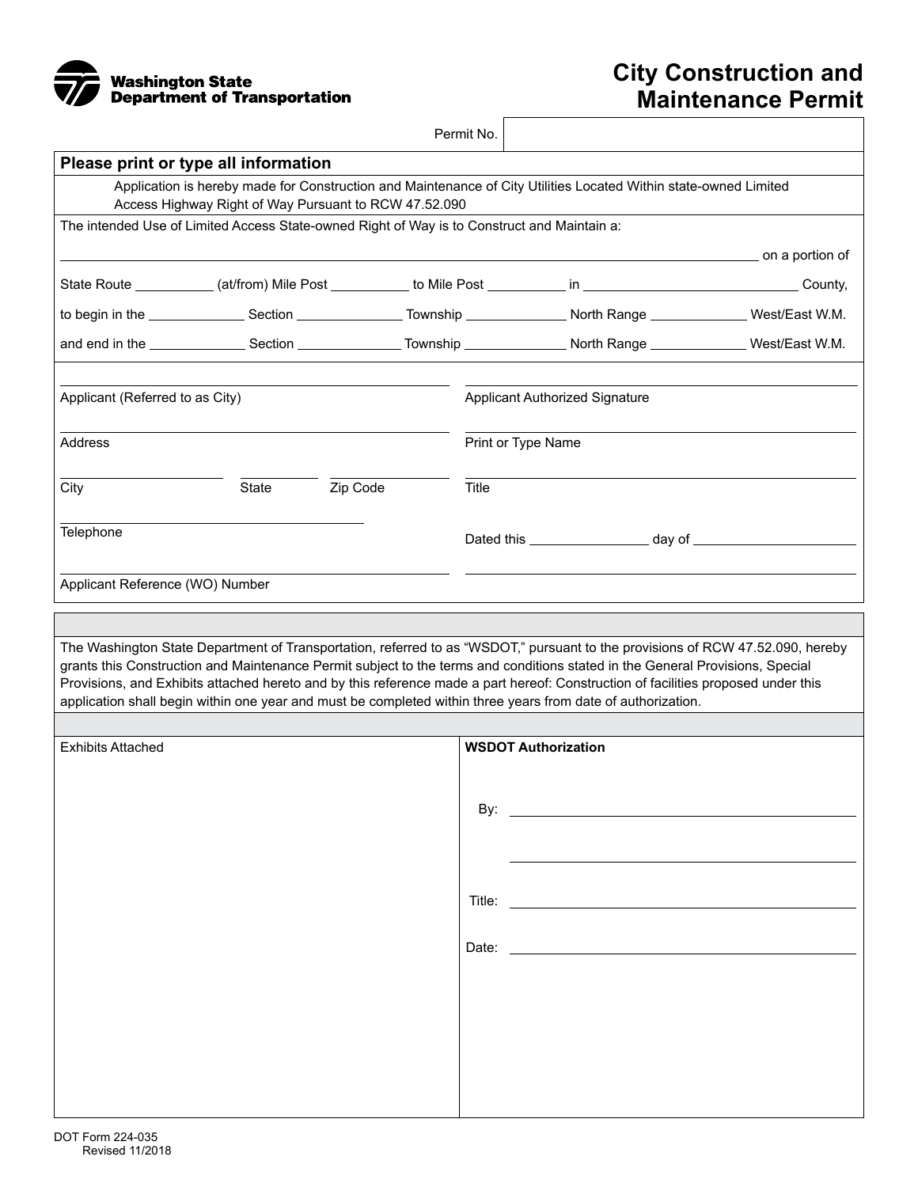Washington State Department of Transportation

# City Construction and Maintenance Permit

Permit No. ____________________

**Please print or type all information**

Application is hereby made for Construction and Maintenance of City Utilities Located Within state-owned Limited Access Highway Right of Way Pursuant to RCW 47.52.090

The intended Use of Limited Access State-owned Right of Way is to Construct and Maintain a:

__________________________________________________________________________ on a portion of

State Route __________ (at/from) Mile Post __________ to Mile Post __________ in __________________________ County,

to begin in the ____________ Section _____________ Township _____________ North Range ____________ West/East W.M.

and end in the ____________ Section _____________ Township _____________ North Range ____________ West/East W.M.

| | |
|---|---|
| Applicant (Referred to as City) | Applicant Authorized Signature |
| Address | Print or Type Name |
| City / State / Zip Code | Title |
| Telephone | Dated this ______________ day of ____________________ |
| Applicant Reference (WO) Number | |

The Washington State Department of Transportation, referred to as "WSDOT," pursuant to the provisions of RCW 47.52.090, hereby grants this Construction and Maintenance Permit subject to the terms and conditions stated in the General Provisions, Special Provisions, and Exhibits attached hereto and by this reference made a part hereof: Construction of facilities proposed under this application shall begin within one year and must be completed within three years from date of authorization.

| Exhibits Attached | **WSDOT Authorization** |
|---|---|
| | By: ______________________________ |
| | ______________________________ |
| | Title: ______________________________ |
| | Date: ______________________________ |

DOT Form 224-035
Revised 11/2018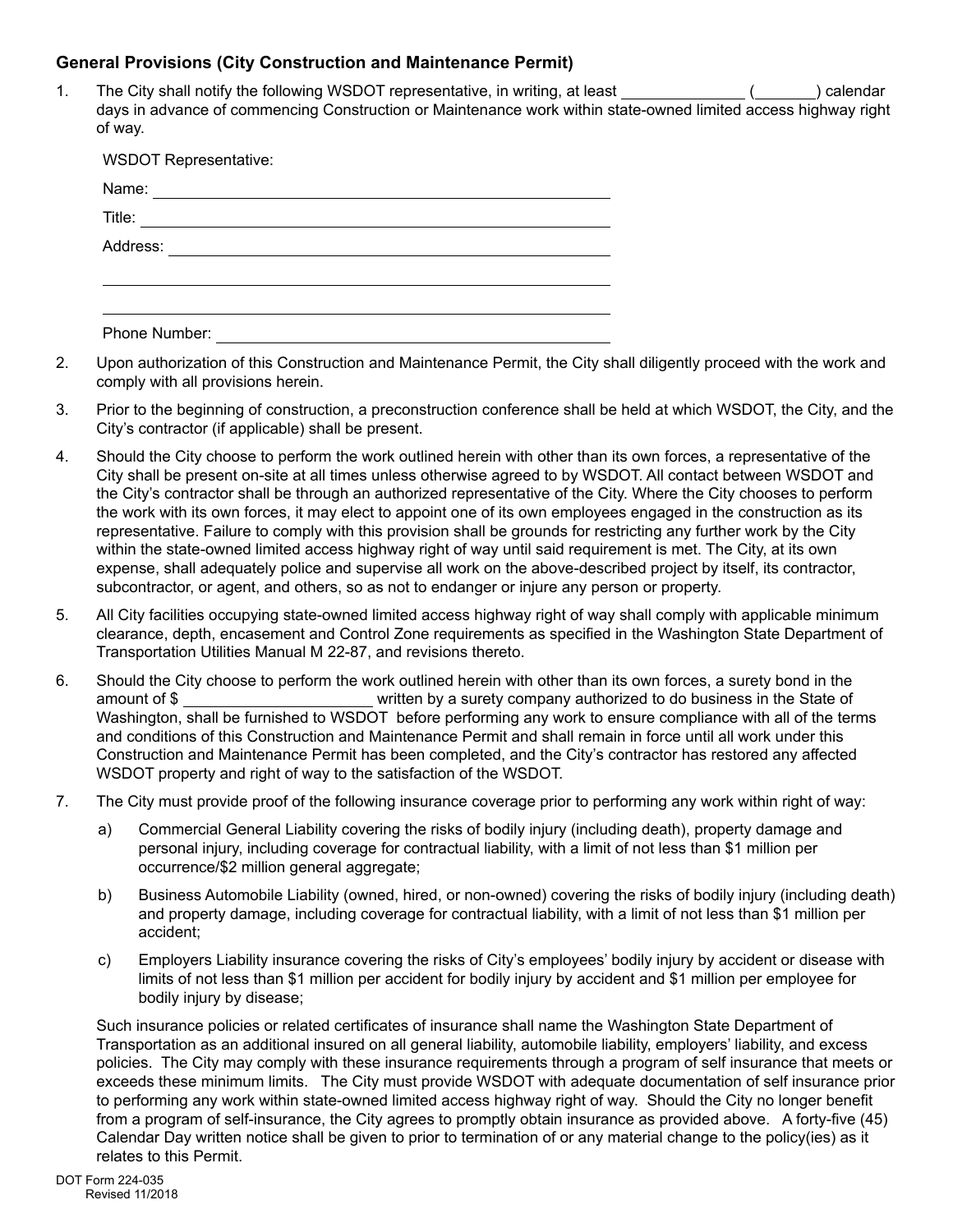### General Provisions (City Construction and Maintenance Permit)

1. The City shall notify the following WSDOT representative, in writing, at least ______________ (_______) calendar days in advance of commencing Construction or Maintenance work within state-owned limited access highway right of way.

   WSDOT Representative:

   Name: ____________________________________________

   Title: ____________________________________________

   Address: __________________________________________

   __________________________________________________

   __________________________________________________

   Phone Number: _____________________________________

2. Upon authorization of this Construction and Maintenance Permit, the City shall diligently proceed with the work and comply with all provisions herein.

3. Prior to the beginning of construction, a preconstruction conference shall be held at which WSDOT, the City, and the City's contractor (if applicable) shall be present.

4. Should the City choose to perform the work outlined herein with other than its own forces, a representative of the City shall be present on-site at all times unless otherwise agreed to by WSDOT. All contact between WSDOT and the City's contractor shall be through an authorized representative of the City. Where the City chooses to perform the work with its own forces, it may elect to appoint one of its own employees engaged in the construction as its representative. Failure to comply with this provision shall be grounds for restricting any further work by the City within the state-owned limited access highway right of way until said requirement is met. The City, at its own expense, shall adequately police and supervise all work on the above-described project by itself, its contractor, subcontractor, or agent, and others, so as not to endanger or injure any person or property.

5. All City facilities occupying state-owned limited access highway right of way shall comply with applicable minimum clearance, depth, encasement and Control Zone requirements as specified in the Washington State Department of Transportation Utilities Manual M 22-87, and revisions thereto.

6. Should the City choose to perform the work outlined herein with other than its own forces, a surety bond in the amount of $ ______________________ written by a surety company authorized to do business in the State of Washington, shall be furnished to WSDOT before performing any work to ensure compliance with all of the terms and conditions of this Construction and Maintenance Permit and shall remain in force until all work under this Construction and Maintenance Permit has been completed, and the City's contractor has restored any affected WSDOT property and right of way to the satisfaction of the WSDOT.

7. The City must provide proof of the following insurance coverage prior to performing any work within right of way:

   a) Commercial General Liability covering the risks of bodily injury (including death), property damage and personal injury, including coverage for contractual liability, with a limit of not less than $1 million per occurrence/$2 million general aggregate;

   b) Business Automobile Liability (owned, hired, or non-owned) covering the risks of bodily injury (including death) and property damage, including coverage for contractual liability, with a limit of not less than $1 million per accident;

   c) Employers Liability insurance covering the risks of City's employees' bodily injury by accident or disease with limits of not less than $1 million per accident for bodily injury by accident and $1 million per employee for bodily injury by disease;

   Such insurance policies or related certificates of insurance shall name the Washington State Department of Transportation as an additional insured on all general liability, automobile liability, employers' liability, and excess policies. The City may comply with these insurance requirements through a program of self insurance that meets or exceeds these minimum limits. The City must provide WSDOT with adequate documentation of self insurance prior to performing any work within state-owned limited access highway right of way. Should the City no longer benefit from a program of self-insurance, the City agrees to promptly obtain insurance as provided above. A forty-five (45) Calendar Day written notice shall be given to prior to termination of or any material change to the policy(ies) as it relates to this Permit.

DOT Form 224-035
Revised 11/2018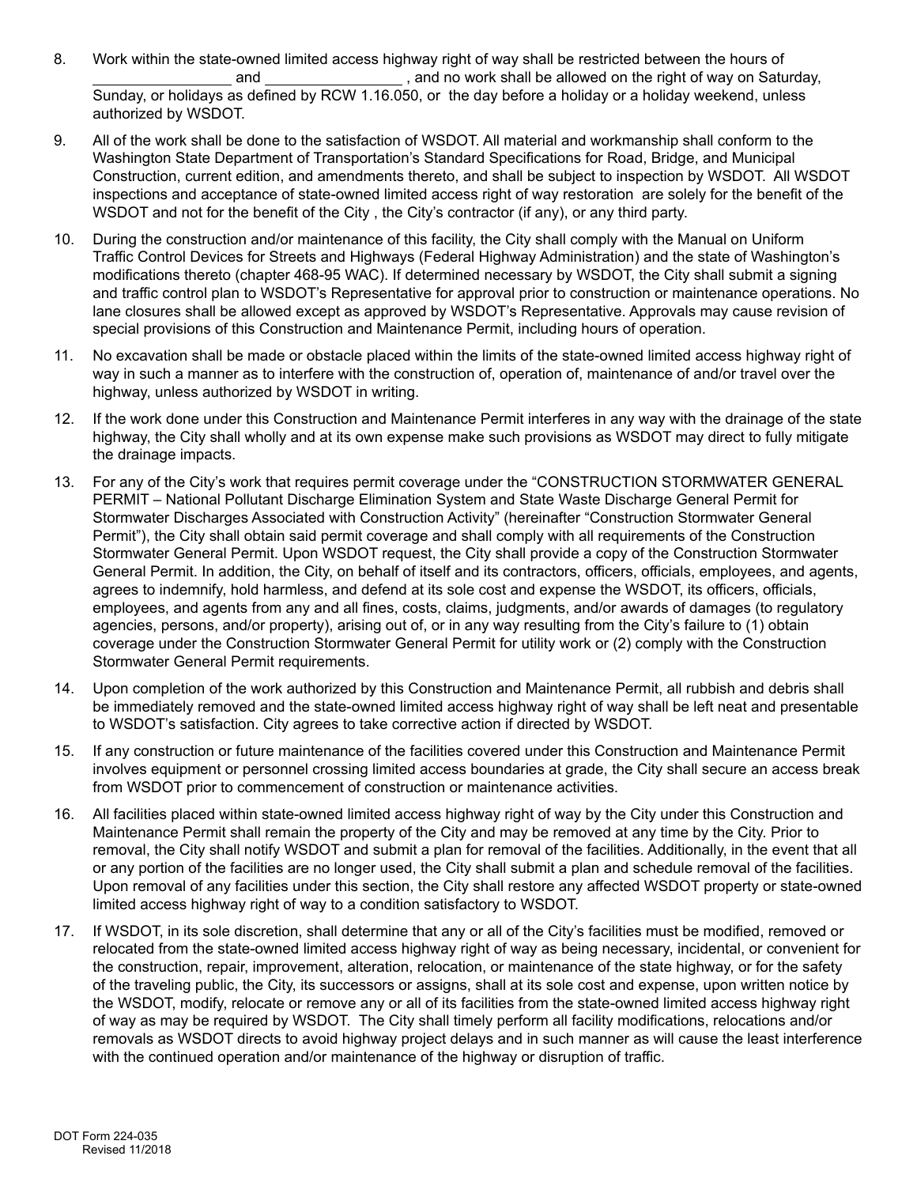8. Work within the state-owned limited access highway right of way shall be restricted between the hours of ________________ and ________________ , and no work shall be allowed on the right of way on Saturday, Sunday, or holidays as defined by RCW 1.16.050, or the day before a holiday or a holiday weekend, unless authorized by WSDOT.

9. All of the work shall be done to the satisfaction of WSDOT. All material and workmanship shall conform to the Washington State Department of Transportation's Standard Specifications for Road, Bridge, and Municipal Construction, current edition, and amendments thereto, and shall be subject to inspection by WSDOT. All WSDOT inspections and acceptance of state-owned limited access right of way restoration are solely for the benefit of the WSDOT and not for the benefit of the City , the City's contractor (if any), or any third party.

10. During the construction and/or maintenance of this facility, the City shall comply with the Manual on Uniform Traffic Control Devices for Streets and Highways (Federal Highway Administration) and the state of Washington's modifications thereto (chapter 468-95 WAC). If determined necessary by WSDOT, the City shall submit a signing and traffic control plan to WSDOT's Representative for approval prior to construction or maintenance operations. No lane closures shall be allowed except as approved by WSDOT's Representative. Approvals may cause revision of special provisions of this Construction and Maintenance Permit, including hours of operation.

11. No excavation shall be made or obstacle placed within the limits of the state-owned limited access highway right of way in such a manner as to interfere with the construction of, operation of, maintenance of and/or travel over the highway, unless authorized by WSDOT in writing.

12. If the work done under this Construction and Maintenance Permit interferes in any way with the drainage of the state highway, the City shall wholly and at its own expense make such provisions as WSDOT may direct to fully mitigate the drainage impacts.

13. For any of the City's work that requires permit coverage under the "CONSTRUCTION STORMWATER GENERAL PERMIT – National Pollutant Discharge Elimination System and State Waste Discharge General Permit for Stormwater Discharges Associated with Construction Activity" (hereinafter "Construction Stormwater General Permit"), the City shall obtain said permit coverage and shall comply with all requirements of the Construction Stormwater General Permit. Upon WSDOT request, the City shall provide a copy of the Construction Stormwater General Permit. In addition, the City, on behalf of itself and its contractors, officers, officials, employees, and agents, agrees to indemnify, hold harmless, and defend at its sole cost and expense the WSDOT, its officers, officials, employees, and agents from any and all fines, costs, claims, judgments, and/or awards of damages (to regulatory agencies, persons, and/or property), arising out of, or in any way resulting from the City's failure to (1) obtain coverage under the Construction Stormwater General Permit for utility work or (2) comply with the Construction Stormwater General Permit requirements.

14. Upon completion of the work authorized by this Construction and Maintenance Permit, all rubbish and debris shall be immediately removed and the state-owned limited access highway right of way shall be left neat and presentable to WSDOT's satisfaction. City agrees to take corrective action if directed by WSDOT.

15. If any construction or future maintenance of the facilities covered under this Construction and Maintenance Permit involves equipment or personnel crossing limited access boundaries at grade, the City shall secure an access break from WSDOT prior to commencement of construction or maintenance activities.

16. All facilities placed within state-owned limited access highway right of way by the City under this Construction and Maintenance Permit shall remain the property of the City and may be removed at any time by the City. Prior to removal, the City shall notify WSDOT and submit a plan for removal of the facilities. Additionally, in the event that all or any portion of the facilities are no longer used, the City shall submit a plan and schedule removal of the facilities. Upon removal of any facilities under this section, the City shall restore any affected WSDOT property or state-owned limited access highway right of way to a condition satisfactory to WSDOT.

17. If WSDOT, in its sole discretion, shall determine that any or all of the City's facilities must be modified, removed or relocated from the state-owned limited access highway right of way as being necessary, incidental, or convenient for the construction, repair, improvement, alteration, relocation, or maintenance of the state highway, or for the safety of the traveling public, the City, its successors or assigns, shall at its sole cost and expense, upon written notice by the WSDOT, modify, relocate or remove any or all of its facilities from the state-owned limited access highway right of way as may be required by WSDOT. The City shall timely perform all facility modifications, relocations and/or removals as WSDOT directs to avoid highway project delays and in such manner as will cause the least interference with the continued operation and/or maintenance of the highway or disruption of traffic.

DOT Form 224-035
Revised 11/2018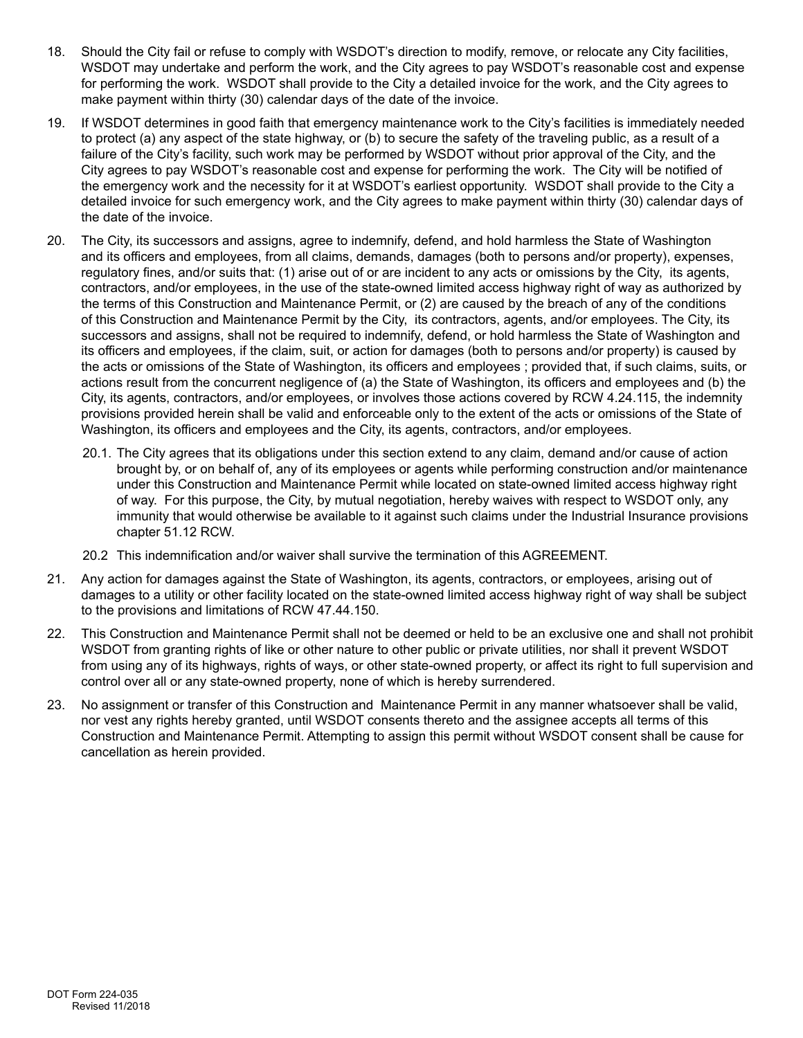18. Should the City fail or refuse to comply with WSDOT's direction to modify, remove, or relocate any City facilities, WSDOT may undertake and perform the work, and the City agrees to pay WSDOT's reasonable cost and expense for performing the work. WSDOT shall provide to the City a detailed invoice for the work, and the City agrees to make payment within thirty (30) calendar days of the date of the invoice.

19. If WSDOT determines in good faith that emergency maintenance work to the City's facilities is immediately needed to protect (a) any aspect of the state highway, or (b) to secure the safety of the traveling public, as a result of a failure of the City's facility, such work may be performed by WSDOT without prior approval of the City, and the City agrees to pay WSDOT's reasonable cost and expense for performing the work. The City will be notified of the emergency work and the necessity for it at WSDOT's earliest opportunity. WSDOT shall provide to the City a detailed invoice for such emergency work, and the City agrees to make payment within thirty (30) calendar days of the date of the invoice.

20. The City, its successors and assigns, agree to indemnify, defend, and hold harmless the State of Washington and its officers and employees, from all claims, demands, damages (both to persons and/or property), expenses, regulatory fines, and/or suits that: (1) arise out of or are incident to any acts or omissions by the City, its agents, contractors, and/or employees, in the use of the state-owned limited access highway right of way as authorized by the terms of this Construction and Maintenance Permit, or (2) are caused by the breach of any of the conditions of this Construction and Maintenance Permit by the City, its contractors, agents, and/or employees. The City, its successors and assigns, shall not be required to indemnify, defend, or hold harmless the State of Washington and its officers and employees, if the claim, suit, or action for damages (both to persons and/or property) is caused by the acts or omissions of the State of Washington, its officers and employees ; provided that, if such claims, suits, or actions result from the concurrent negligence of (a) the State of Washington, its officers and employees and (b) the City, its agents, contractors, and/or employees, or involves those actions covered by RCW 4.24.115, the indemnity provisions provided herein shall be valid and enforceable only to the extent of the acts or omissions of the State of Washington, its officers and employees and the City, its agents, contractors, and/or employees.

    20.1. The City agrees that its obligations under this section extend to any claim, demand and/or cause of action brought by, or on behalf of, any of its employees or agents while performing construction and/or maintenance under this Construction and Maintenance Permit while located on state-owned limited access highway right of way. For this purpose, the City, by mutual negotiation, hereby waives with respect to WSDOT only, any immunity that would otherwise be available to it against such claims under the Industrial Insurance provisions chapter 51.12 RCW.

    20.2 This indemnification and/or waiver shall survive the termination of this AGREEMENT.

21. Any action for damages against the State of Washington, its agents, contractors, or employees, arising out of damages to a utility or other facility located on the state-owned limited access highway right of way shall be subject to the provisions and limitations of RCW 47.44.150.

22. This Construction and Maintenance Permit shall not be deemed or held to be an exclusive one and shall not prohibit WSDOT from granting rights of like or other nature to other public or private utilities, nor shall it prevent WSDOT from using any of its highways, rights of ways, or other state-owned property, or affect its right to full supervision and control over all or any state-owned property, none of which is hereby surrendered.

23. No assignment or transfer of this Construction and Maintenance Permit in any manner whatsoever shall be valid, nor vest any rights hereby granted, until WSDOT consents thereto and the assignee accepts all terms of this Construction and Maintenance Permit. Attempting to assign this permit without WSDOT consent shall be cause for cancellation as herein provided.

DOT Form 224-035
Revised 11/2018